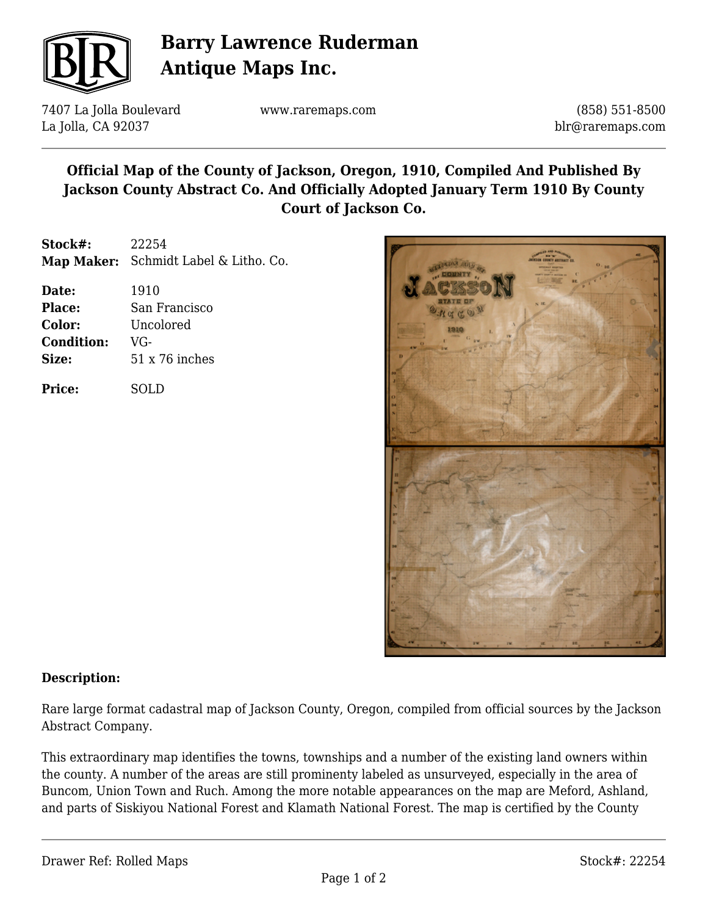# Barry Lawrence Ruderman Antique Maps Inc.

7407 La Jolla Boulevard
La Jolla, CA 92037

www.raremaps.com

(858) 551-8500
blr@raremaps.com

## Official Map of the County of Jackson, Oregon, 1910, Compiled And Published By Jackson County Abstract Co. And Officially Adopted January Term 1910 By County Court of Jackson Co.

**Stock#:** 22254
**Map Maker:** Schmidt Label & Litho. Co.

**Date:** 1910
**Place:** San Francisco
**Color:** Uncolored
**Condition:** VG-
**Size:** 51 x 76 inches

**Price:** SOLD

### Description:

Rare large format cadastral map of Jackson County, Oregon, compiled from official sources by the Jackson Abstract Company.

This extraordinary map identifies the towns, townships and a number of the existing land owners within the county. A number of the areas are still prominenty labeled as unsurveyed, especially in the area of Buncom, Union Town and Ruch. Among the more notable appearances on the map are Meford, Ashland, and parts of Siskiyou National Forest and Klamath National Forest. The map is certified by the County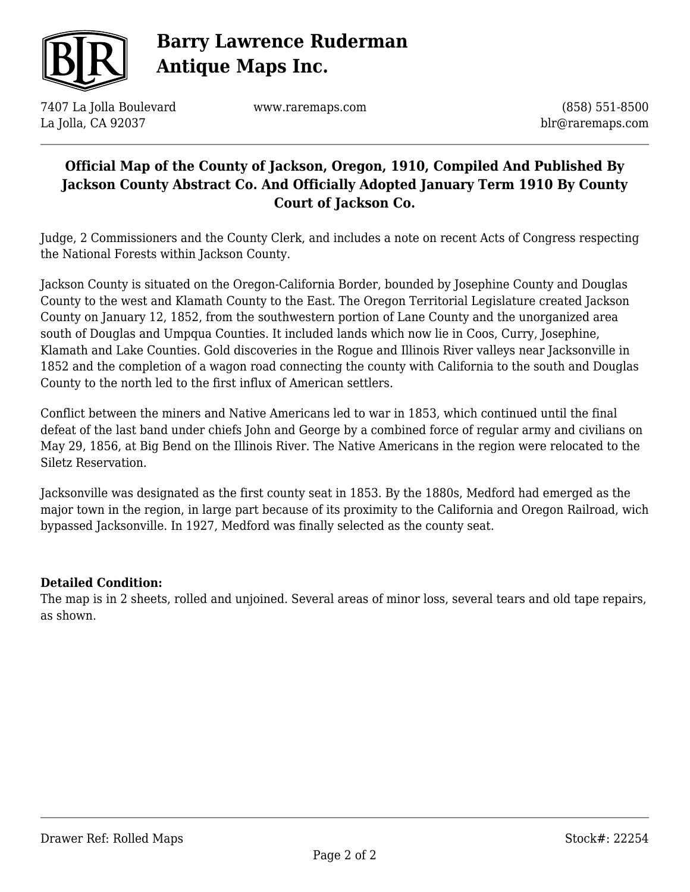**Official Map of the County of Jackson, Oregon, 1910, Compiled And Published By Jackson County Abstract Co. And Officially Adopted January Term 1910 By County Court of Jackson Co.**

Judge, 2 Commissioners and the County Clerk, and includes a note on recent Acts of Congress respecting the National Forests within Jackson County.

Jackson County is situated on the Oregon-California Border, bounded by Josephine County and Douglas County to the west and Klamath County to the East. The Oregon Territorial Legislature created Jackson County on January 12, 1852, from the southwestern portion of Lane County and the unorganized area south of Douglas and Umpqua Counties. It included lands which now lie in Coos, Curry, Josephine, Klamath and Lake Counties. Gold discoveries in the Rogue and Illinois River valleys near Jacksonville in 1852 and the completion of a wagon road connecting the county with California to the south and Douglas County to the north led to the first influx of American settlers.

Conflict between the miners and Native Americans led to war in 1853, which continued until the final defeat of the last band under chiefs John and George by a combined force of regular army and civilians on May 29, 1856, at Big Bend on the Illinois River. The Native Americans in the region were relocated to the Siletz Reservation.

Jacksonville was designated as the first county seat in 1853. By the 1880s, Medford had emerged as the major town in the region, in large part because of its proximity to the California and Oregon Railroad, wich bypassed Jacksonville. In 1927, Medford was finally selected as the county seat.

**Detailed Condition:**
The map is in 2 sheets, rolled and unjoined. Several areas of minor loss, several tears and old tape repairs, as shown.